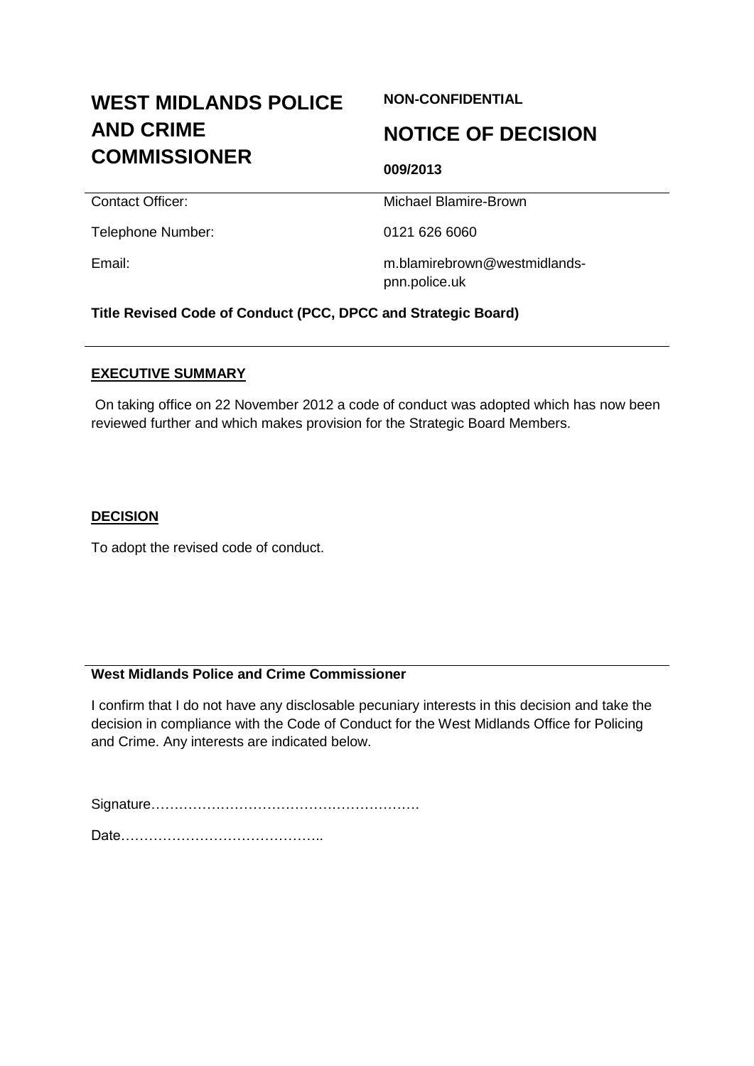# WEST MIDLANDS POLICE AND CRIME COMMISSIONER

**NON-CONFIDENTIAL**

## NOTICE OF DECISION

**009/2013**

| | |
|---|---|
| Contact Officer: | Michael Blamire-Brown |
| Telephone Number: | 0121 626 6060 |
| Email: | m.blamirebrown@westmidlands-pnn.police.uk |

**Title Revised Code of Conduct (PCC, DPCC and Strategic Board)**

**EXECUTIVE SUMMARY**

On taking office on 22 November 2012 a code of conduct was adopted which has now been reviewed further and which makes provision for the Strategic Board Members.

**DECISION**

To adopt the revised code of conduct.

**West Midlands Police and Crime Commissioner**

I confirm that I do not have any disclosable pecuniary interests in this decision and take the decision in compliance with the Code of Conduct for the West Midlands Office for Policing and Crime. Any interests are indicated below.

Signature………………………………………………….

Date……………………………………..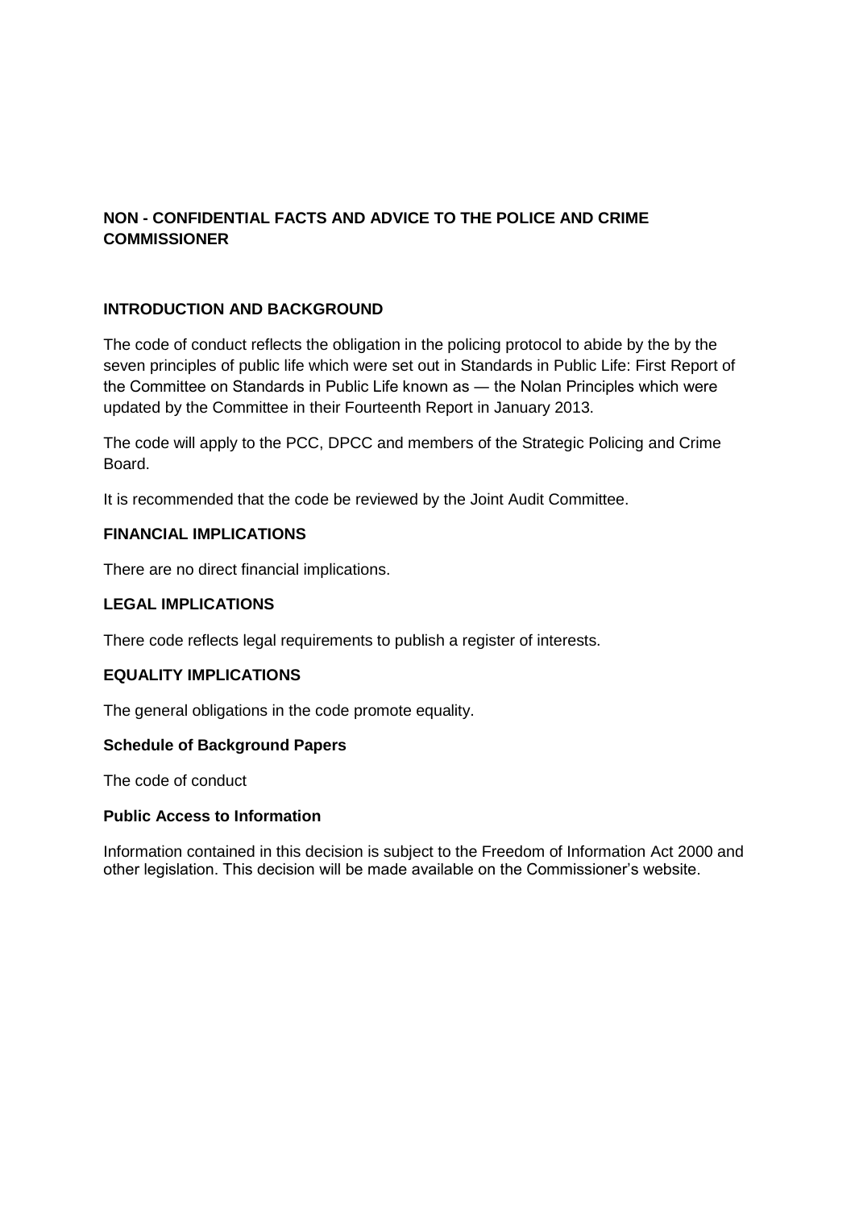## NON - CONFIDENTIAL FACTS AND ADVICE TO THE POLICE AND CRIME COMMISSIONER

### INTRODUCTION AND BACKGROUND

The code of conduct reflects the obligation in the policing protocol to abide by the by the seven principles of public life which were set out in Standards in Public Life: First Report of the Committee on Standards in Public Life known as — the Nolan Principles which were updated by the Committee in their Fourteenth Report in January 2013.

The code will apply to the PCC, DPCC and members of the Strategic Policing and Crime Board.

It is recommended that the code be reviewed by the Joint Audit Committee.

### FINANCIAL IMPLICATIONS

There are no direct financial implications.

### LEGAL IMPLICATIONS

There code reflects legal requirements to publish a register of interests.

### EQUALITY IMPLICATIONS

The general obligations in the code promote equality.

### Schedule of Background Papers

The code of conduct

### Public Access to Information

Information contained in this decision is subject to the Freedom of Information Act 2000 and other legislation. This decision will be made available on the Commissioner's website.